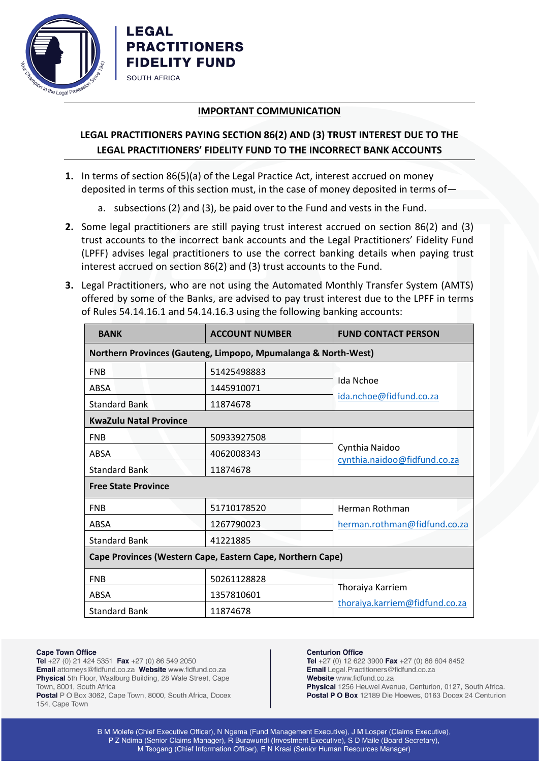**LEGAL PRACTITIONERS FIDELITY FUND**
SOUTH AFRICA

## IMPORTANT COMMUNICATION

## LEGAL PRACTITIONERS PAYING SECTION 86(2) AND (3) TRUST INTEREST DUE TO THE LEGAL PRACTITIONERS' FIDELITY FUND TO THE INCORRECT BANK ACCOUNTS

1. In terms of section 86(5)(a) of the Legal Practice Act, interest accrued on money deposited in terms of this section must, in the case of money deposited in terms of—
   a. subsections (2) and (3), be paid over to the Fund and vests in the Fund.
2. Some legal practitioners are still paying trust interest accrued on section 86(2) and (3) trust accounts to the incorrect bank accounts and the Legal Practitioners' Fidelity Fund (LPFF) advises legal practitioners to use the correct banking details when paying trust interest accrued on section 86(2) and (3) trust accounts to the Fund.
3. Legal Practitioners, who are not using the Automated Monthly Transfer System (AMTS) offered by some of the Banks, are advised to pay trust interest due to the LPFF in terms of Rules 54.14.16.1 and 54.14.16.3 using the following banking accounts:

| BANK | ACCOUNT NUMBER | FUND CONTACT PERSON |
|---|---|---|
| **Northern Provinces (Gauteng, Limpopo, Mpumalanga & North-West)** | | |
| FNB | 51425498883 | Ida Nchoe ida.nchoe@fidfund.co.za |
| ABSA | 1445910071 | |
| Standard Bank | 11874678 | |
| **KwaZulu Natal Province** | | |
| FNB | 50933927508 | Cynthia Naidoo cynthia.naidoo@fidfund.co.za |
| ABSA | 4062008343 | |
| Standard Bank | 11874678 | |
| **Free State Province** | | |
| FNB | 51710178520 | Herman Rothman herman.rothman@fidfund.co.za |
| ABSA | 1267790023 | |
| Standard Bank | 41221885 | |
| **Cape Provinces (Western Cape, Eastern Cape, Northern Cape)** | | |
| FNB | 50261128828 | Thoraiya Karriem thoraiya.karriem@fidfund.co.za |
| ABSA | 1357810601 | |
| Standard Bank | 11874678 | |

**Cape Town Office**
**Tel** +27 (0) 21 424 5351 **Fax** +27 (0) 86 549 2050
**Email** attorneys@fidfund.co.za **Website** www.fidfund.co.za
**Physical** 5th Floor, Waalburg Building, 28 Wale Street, Cape Town, 8001, South Africa
**Postal** P O Box 3062, Cape Town, 8000, South Africa, Docex 154, Cape Town

**Centurion Office**
**Tel** +27 (0) 12 622 3900 **Fax** +27 (0) 86 604 8452
**Email** Legal.Practitioners@fidfund.co.za
**Website** www.fidfund.co.za
**Physical** 1256 Heuwel Avenue, Centurion, 0127, South Africa.
**Postal P O Box** 12189 Die Hoewes, 0163 Docex 24 Centurion

B M Molefe (Chief Executive Officer), N Ngema (Fund Management Executive), J M Losper (Claims Executive), P Z Ndima (Senior Claims Manager), R Burawundi (Investment Executive), S D Maile (Board Secretary), M Tsogang (Chief Information Officer), E N Kraai (Senior Human Resources Manager)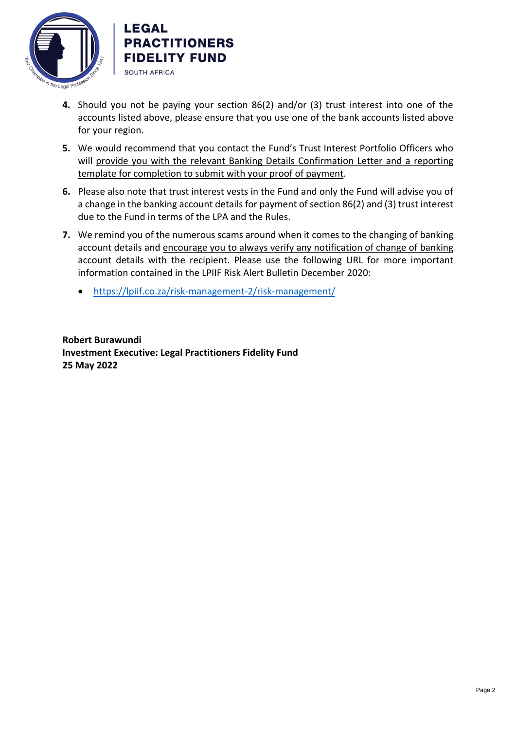4. Should you not be paying your section 86(2) and/or (3) trust interest into one of the accounts listed above, please ensure that you use one of the bank accounts listed above for your region.
5. We would recommend that you contact the Fund's Trust Interest Portfolio Officers who will provide you with the relevant Banking Details Confirmation Letter and a reporting template for completion to submit with your proof of payment.
6. Please also note that trust interest vests in the Fund and only the Fund will advise you of a change in the banking account details for payment of section 86(2) and (3) trust interest due to the Fund in terms of the LPA and the Rules.
7. We remind you of the numerous scams around when it comes to the changing of banking account details and encourage you to always verify any notification of change of banking account details with the recipient. Please use the following URL for more important information contained in the LPIIF Risk Alert Bulletin December 2020:
   - https://lpiif.co.za/risk-management-2/risk-management/

**Robert Burawundi**
**Investment Executive: Legal Practitioners Fidelity Fund**
**25 May 2022**